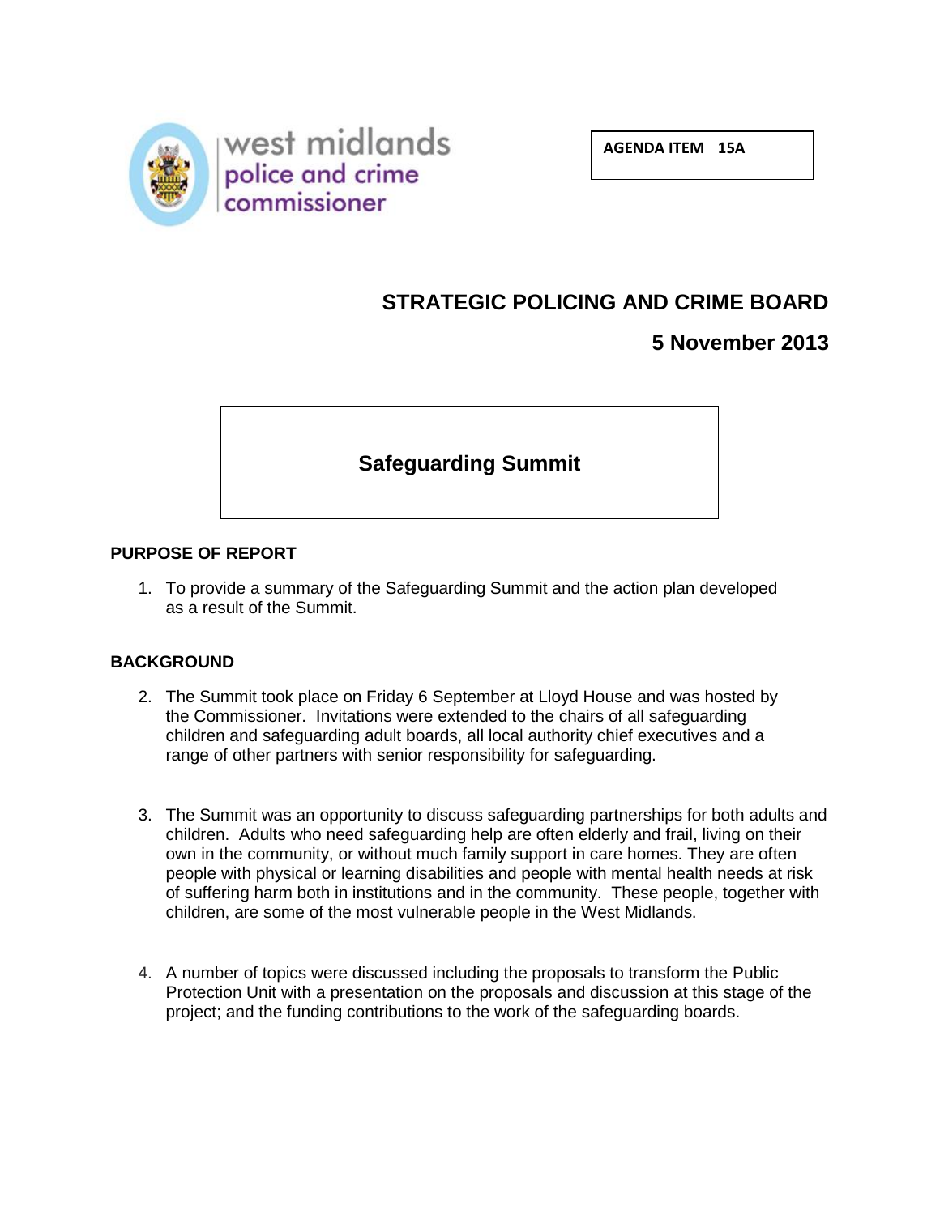west midlands
police and crime
commissioner

**AGENDA ITEM 15A**

# STRATEGIC POLICING AND CRIME BOARD

## 5 November 2013

## Safeguarding Summit

### PURPOSE OF REPORT

1. To provide a summary of the Safeguarding Summit and the action plan developed as a result of the Summit.

### BACKGROUND

2. The Summit took place on Friday 6 September at Lloyd House and was hosted by the Commissioner. Invitations were extended to the chairs of all safeguarding children and safeguarding adult boards, all local authority chief executives and a range of other partners with senior responsibility for safeguarding.

3. The Summit was an opportunity to discuss safeguarding partnerships for both adults and children. Adults who need safeguarding help are often elderly and frail, living on their own in the community, or without much family support in care homes. They are often people with physical or learning disabilities and people with mental health needs at risk of suffering harm both in institutions and in the community. These people, together with children, are some of the most vulnerable people in the West Midlands.

4. A number of topics were discussed including the proposals to transform the Public Protection Unit with a presentation on the proposals and discussion at this stage of the project; and the funding contributions to the work of the safeguarding boards.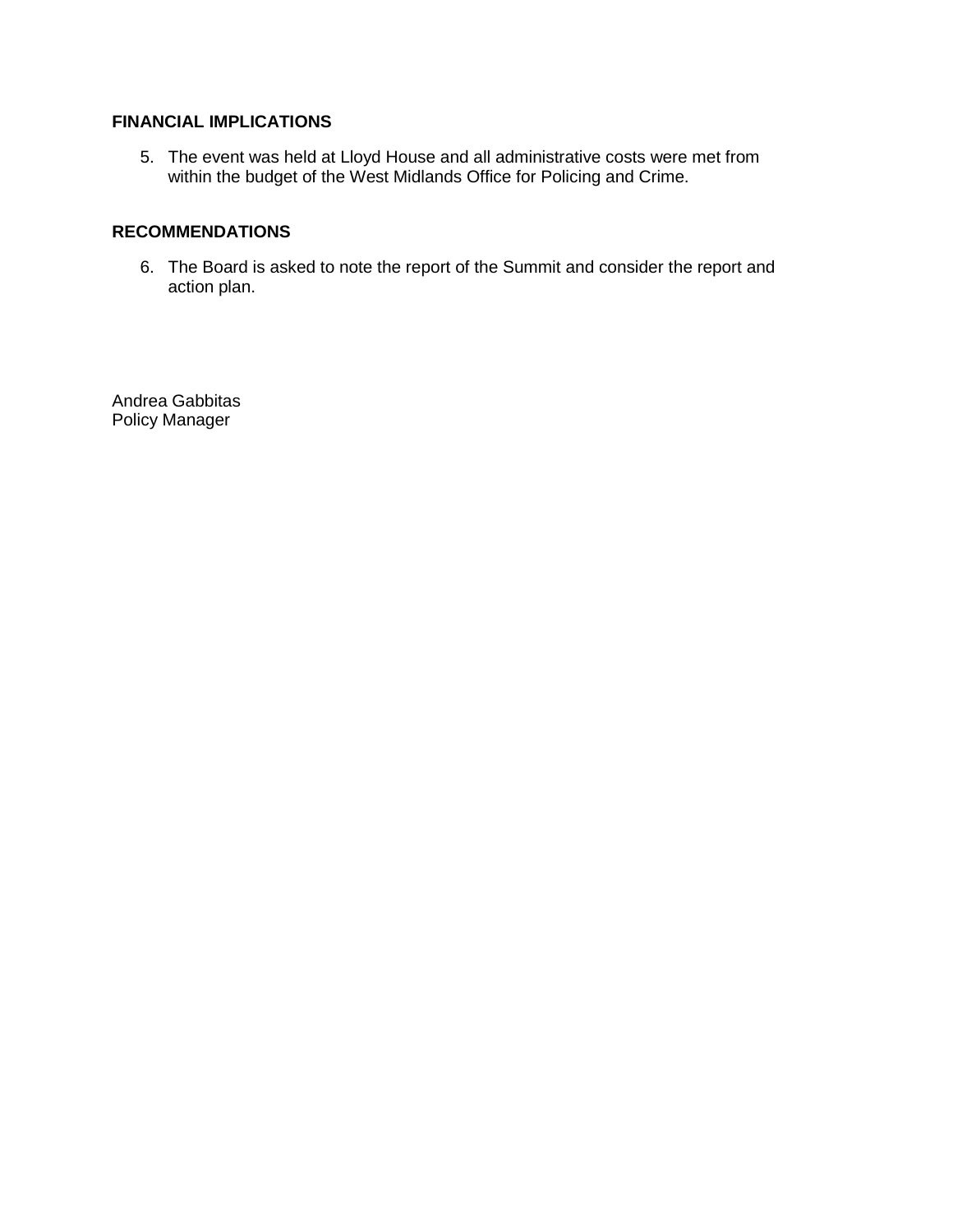**FINANCIAL IMPLICATIONS**

5. The event was held at Lloyd House and all administrative costs were met from within the budget of the West Midlands Office for Policing and Crime.

**RECOMMENDATIONS**

6. The Board is asked to note the report of the Summit and consider the report and action plan.

Andrea Gabbitas
Policy Manager